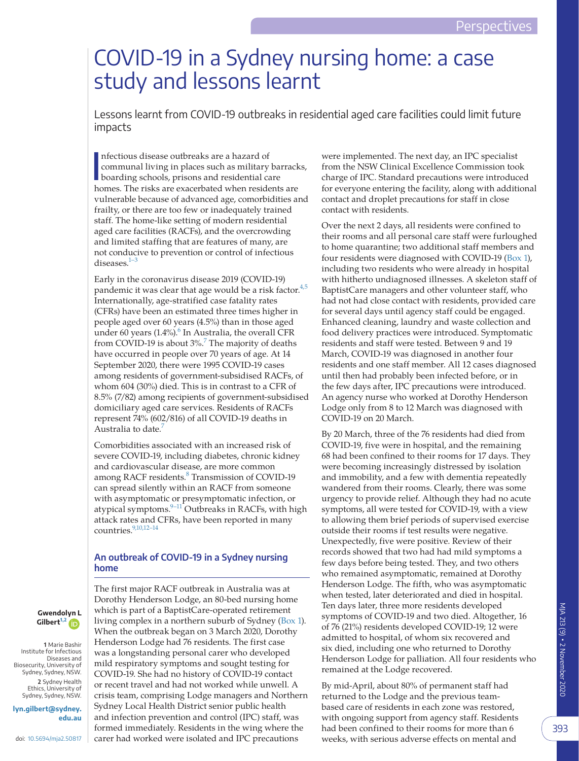# COVID-19 in a Sydney nursing home: a case study and lessons learnt

Lessons learnt from COVID-19 outbreaks in residential aged care facilities could limit future impacts

Gwendolyn L Gilbert[1,2]

1 Marie Bashir Institute for Infectious Diseases and Biosecurity, University of Sydney, Sydney, NSW.
2 Sydney Health Ethics, University of Sydney, Sydney, NSW.

lyn.gilbert@sydney.edu.au

doi: 10.5694/mja2.50817

Infectious disease outbreaks are a hazard of communal living in places such as military barracks, boarding schools, prisons and residential care homes. The risks are exacerbated when residents are vulnerable because of advanced age, comorbidities and frailty, or there are too few or inadequately trained staff. The home-like setting of modern residential aged care facilities (RACFs), and the overcrowding and limited staffing that are features of many, are not conducive to prevention or control of infectious diseases.[1–3]

Early in the coronavirus disease 2019 (COVID-19) pandemic it was clear that age would be a risk factor.[4,5] Internationally, age-stratified case fatality rates (CFRs) have been an estimated three times higher in people aged over 60 years (4.5%) than in those aged under 60 years (1.4%).[6] In Australia, the overall CFR from COVID-19 is about 3%.[7] The majority of deaths have occurred in people over 70 years of age. At 14 September 2020, there were 1995 COVID-19 cases among residents of government-subsidised RACFs, of whom 604 (30%) died. This is in contrast to a CFR of 8.5% (7/82) among recipients of government-subsidised domiciliary aged care services. Residents of RACFs represent 74% (602/816) of all COVID-19 deaths in Australia to date.[7]

Comorbidities associated with an increased risk of severe COVID-19, including diabetes, chronic kidney and cardiovascular disease, are more common among RACF residents.[8] Transmission of COVID-19 can spread silently within an RACF from someone with asymptomatic or presymptomatic infection, or atypical symptoms.[9–11] Outbreaks in RACFs, with high attack rates and CFRs, have been reported in many countries.[9,10,12–14]

## An outbreak of COVID-19 in a Sydney nursing home

The first major RACF outbreak in Australia was at Dorothy Henderson Lodge, an 80-bed nursing home which is part of a BaptistCare-operated retirement living complex in a northern suburb of Sydney (Box 1). When the outbreak began on 3 March 2020, Dorothy Henderson Lodge had 76 residents. The first case was a longstanding personal carer who developed mild respiratory symptoms and sought testing for COVID-19. She had no history of COVID-19 contact or recent travel and had not worked while unwell. A crisis team, comprising Lodge managers and Northern Sydney Local Health District senior public health and infection prevention and control (IPC) staff, was formed immediately. Residents in the wing where the carer had worked were isolated and IPC precautions were implemented. The next day, an IPC specialist from the NSW Clinical Excellence Commission took charge of IPC. Standard precautions were introduced for everyone entering the facility, along with additional contact and droplet precautions for staff in close contact with residents.

Over the next 2 days, all residents were confined to their rooms and all personal care staff were furloughed to home quarantine; two additional staff members and four residents were diagnosed with COVID-19 (Box 1), including two residents who were already in hospital with hitherto undiagnosed illnesses. A skeleton staff of BaptistCare managers and other volunteer staff, who had not had close contact with residents, provided care for several days until agency staff could be engaged. Enhanced cleaning, laundry and waste collection and food delivery practices were introduced. Symptomatic residents and staff were tested. Between 9 and 19 March, COVID-19 was diagnosed in another four residents and one staff member. All 12 cases diagnosed until then had probably been infected before, or in the few days after, IPC precautions were introduced. An agency nurse who worked at Dorothy Henderson Lodge only from 8 to 12 March was diagnosed with COVID-19 on 20 March.

By 20 March, three of the 76 residents had died from COVID-19, five were in hospital, and the remaining 68 had been confined to their rooms for 17 days. They were becoming increasingly distressed by isolation and immobility, and a few with dementia repeatedly wandered from their rooms. Clearly, there was some urgency to provide relief. Although they had no acute symptoms, all were tested for COVID-19, with a view to allowing them brief periods of supervised exercise outside their rooms if test results were negative. Unexpectedly, five were positive. Review of their records showed that two had had mild symptoms a few days before being tested. They, and two others who remained asymptomatic, remained at Dorothy Henderson Lodge. The fifth, who was asymptomatic when tested, later deteriorated and died in hospital. Ten days later, three more residents developed symptoms of COVID-19 and two died. Altogether, 16 of 76 (21%) residents developed COVID-19; 12 were admitted to hospital, of whom six recovered and six died, including one who returned to Dorothy Henderson Lodge for palliation. All four residents who remained at the Lodge recovered.

By mid-April, about 80% of permanent staff had returned to the Lodge and the previous team-based care of residents in each zone was restored, with ongoing support from agency staff. Residents had been confined to their rooms for more than 6 weeks, with serious adverse effects on mental and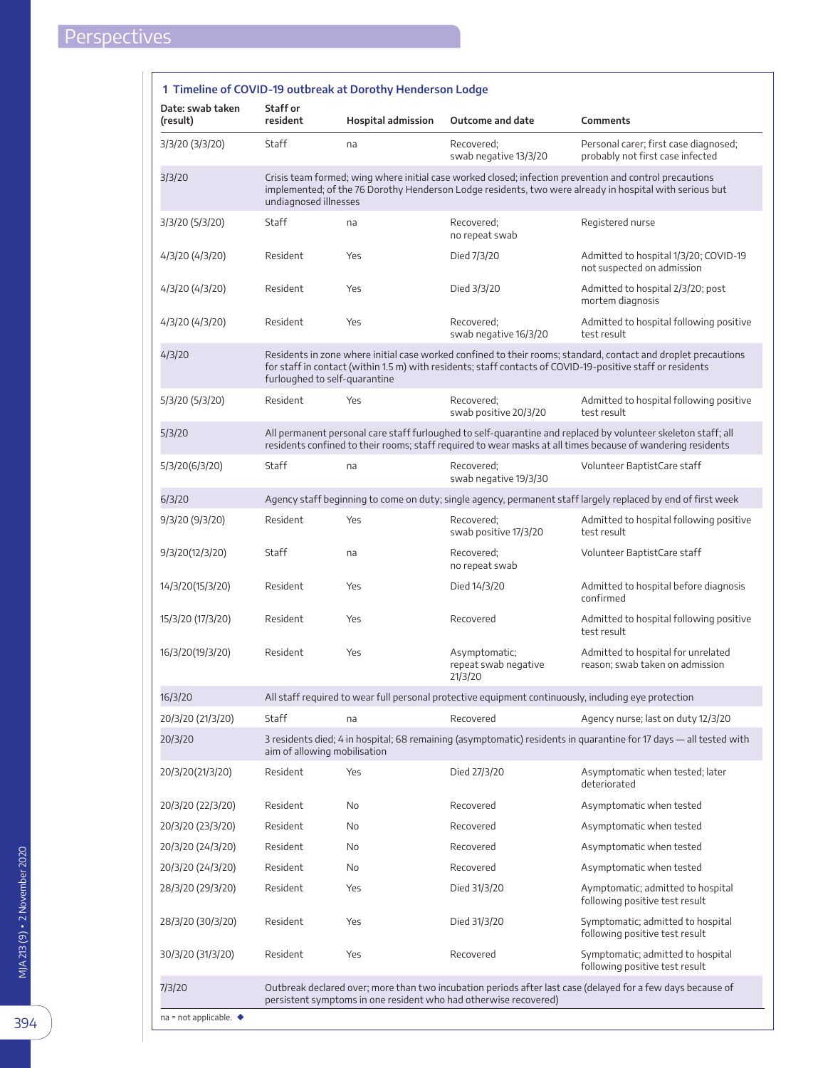## 1 Timeline of COVID-19 outbreak at Dorothy Henderson Lodge

| Date: swab taken (result) | Staff or resident | Hospital admission | Outcome and date | Comments |
|---|---|---|---|---|
| 3/3/20 (3/3/20) | Staff | na | Recovered; swab negative 13/3/20 | Personal carer; first case diagnosed; probably not first case infected |
| 3/3/20 | Crisis team formed; wing where initial case worked closed; infection prevention and control precautions implemented; of the 76 Dorothy Henderson Lodge residents, two were already in hospital with serious but undiagnosed illnesses | | | |
| 3/3/20 (5/3/20) | Staff | na | Recovered; no repeat swab | Registered nurse |
| 4/3/20 (4/3/20) | Resident | Yes | Died 7/3/20 | Admitted to hospital 1/3/20; COVID-19 not suspected on admission |
| 4/3/20 (4/3/20) | Resident | Yes | Died 3/3/20 | Admitted to hospital 2/3/20; post mortem diagnosis |
| 4/3/20 (4/3/20) | Resident | Yes | Recovered; swab negative 16/3/20 | Admitted to hospital following positive test result |
| 4/3/20 | Residents in zone where initial case worked confined to their rooms; standard, contact and droplet precautions for staff in contact (within 1.5 m) with residents; staff contacts of COVID-19-positive staff or residents furloughed to self-quarantine | | | |
| 5/3/20 (5/3/20) | Resident | Yes | Recovered; swab positive 20/3/20 | Admitted to hospital following positive test result |
| 5/3/20 | All permanent personal care staff furloughed to self-quarantine and replaced by volunteer skeleton staff; all residents confined to their rooms; staff required to wear masks at all times because of wandering residents | | | |
| 5/3/20(6/3/20) | Staff | na | Recovered; swab negative 19/3/30 | Volunteer BaptistCare staff |
| 6/3/20 | Agency staff beginning to come on duty; single agency, permanent staff largely replaced by end of first week | | | |
| 9/3/20 (9/3/20) | Resident | Yes | Recovered; swab positive 17/3/20 | Admitted to hospital following positive test result |
| 9/3/20(12/3/20) | Staff | na | Recovered; no repeat swab | Volunteer BaptistCare staff |
| 14/3/20(15/3/20) | Resident | Yes | Died 14/3/20 | Admitted to hospital before diagnosis confirmed |
| 15/3/20 (17/3/20) | Resident | Yes | Recovered | Admitted to hospital following positive test result |
| 16/3/20(19/3/20) | Resident | Yes | Asymptomatic; repeat swab negative 21/3/20 | Admitted to hospital for unrelated reason; swab taken on admission |
| 16/3/20 | All staff required to wear full personal protective equipment continuously, including eye protection | | | |
| 20/3/20 (21/3/20) | Staff | na | Recovered | Agency nurse; last on duty 12/3/20 |
| 20/3/20 | 3 residents died; 4 in hospital; 68 remaining (asymptomatic) residents in quarantine for 17 days — all tested with aim of allowing mobilisation | | | |
| 20/3/20(21/3/20) | Resident | Yes | Died 27/3/20 | Asymptomatic when tested; later deteriorated |
| 20/3/20 (22/3/20) | Resident | No | Recovered | Asymptomatic when tested |
| 20/3/20 (23/3/20) | Resident | No | Recovered | Asymptomatic when tested |
| 20/3/20 (24/3/20) | Resident | No | Recovered | Asymptomatic when tested |
| 20/3/20 (24/3/20) | Resident | No | Recovered | Asymptomatic when tested |
| 28/3/20 (29/3/20) | Resident | Yes | Died 31/3/20 | Aymptomatic; admitted to hospital following positive test result |
| 28/3/20 (30/3/20) | Resident | Yes | Died 31/3/20 | Symptomatic; admitted to hospital following positive test result |
| 30/3/20 (31/3/20) | Resident | Yes | Recovered | Symptomatic; admitted to hospital following positive test result |
| 7/3/20 | Outbreak declared over; more than two incubation periods after last case (delayed for a few days because of persistent symptoms in one resident who had otherwise recovered) | | | |

na = not applicable. ◆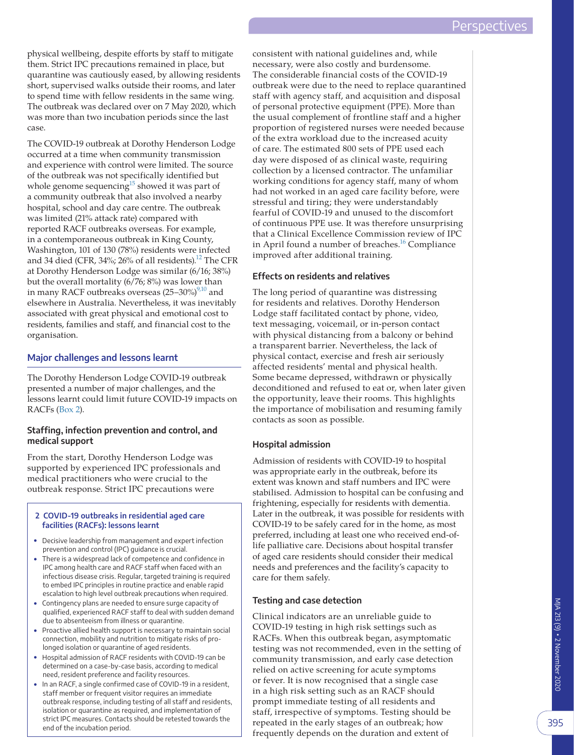physical wellbeing, despite efforts by staff to mitigate them. Strict IPC precautions remained in place, but quarantine was cautiously eased, by allowing residents short, supervised walks outside their rooms, and later to spend time with fellow residents in the same wing. The outbreak was declared over on 7 May 2020, which was more than two incubation periods since the last case.

The COVID-19 outbreak at Dorothy Henderson Lodge occurred at a time when community transmission and experience with control were limited. The source of the outbreak was not specifically identified but whole genome sequencing[15] showed it was part of a community outbreak that also involved a nearby hospital, school and day care centre. The outbreak was limited (21% attack rate) compared with reported RACF outbreaks overseas. For example, in a contemporaneous outbreak in King County, Washington, 101 of 130 (78%) residents were infected and 34 died (CFR, 34%; 26% of all residents).[12] The CFR at Dorothy Henderson Lodge was similar (6/16; 38%) but the overall mortality (6/76; 8%) was lower than in many RACF outbreaks overseas (25–30%)[9,10] and elsewhere in Australia. Nevertheless, it was inevitably associated with great physical and emotional cost to residents, families and staff, and financial cost to the organisation.

## Major challenges and lessons learnt

The Dorothy Henderson Lodge COVID-19 outbreak presented a number of major challenges, and the lessons learnt could limit future COVID-19 impacts on RACFs (Box 2).

### Staffing, infection prevention and control, and medical support

From the start, Dorothy Henderson Lodge was supported by experienced IPC professionals and medical practitioners who were crucial to the outbreak response. Strict IPC precautions were consistent with national guidelines and, while necessary, were also costly and burdensome. The considerable financial costs of the COVID-19 outbreak were due to the need to replace quarantined staff with agency staff, and acquisition and disposal of personal protective equipment (PPE). More than the usual complement of frontline staff and a higher proportion of registered nurses were needed because of the extra workload due to the increased acuity of care. The estimated 800 sets of PPE used each day were disposed of as clinical waste, requiring collection by a licensed contractor. The unfamiliar working conditions for agency staff, many of whom had not worked in an aged care facility before, were stressful and tiring; they were understandably fearful of COVID-19 and unused to the discomfort of continuous PPE use. It was therefore unsurprising that a Clinical Excellence Commission review of IPC in April found a number of breaches.[16] Compliance improved after additional training.

**2 COVID-19 outbreaks in residential aged care facilities (RACFs): lessons learnt**

- Decisive leadership from management and expert infection prevention and control (IPC) guidance is crucial.
- There is a widespread lack of competence and confidence in IPC among health care and RACF staff when faced with an infectious disease crisis. Regular, targeted training is required to embed IPC principles in routine practice and enable rapid escalation to high level outbreak precautions when required.
- Contingency plans are needed to ensure surge capacity of qualified, experienced RACF staff to deal with sudden demand due to absenteeism from illness or quarantine.
- Proactive allied health support is necessary to maintain social connection, mobility and nutrition to mitigate risks of prolonged isolation or quarantine of aged residents.
- Hospital admission of RACF residents with COVID-19 can be determined on a case-by-case basis, according to medical need, resident preference and facility resources.
- In an RACF, a single confirmed case of COVID-19 in a resident, staff member or frequent visitor requires an immediate outbreak response, including testing of all staff and residents, isolation or quarantine as required, and implementation of strict IPC measures. Contacts should be retested towards the end of the incubation period.

### Effects on residents and relatives

The long period of quarantine was distressing for residents and relatives. Dorothy Henderson Lodge staff facilitated contact by phone, video, text messaging, voicemail, or in-person contact with physical distancing from a balcony or behind a transparent barrier. Nevertheless, the lack of physical contact, exercise and fresh air seriously affected residents' mental and physical health. Some became depressed, withdrawn or physically deconditioned and refused to eat or, when later given the opportunity, leave their rooms. This highlights the importance of mobilisation and resuming family contacts as soon as possible.

### Hospital admission

Admission of residents with COVID-19 to hospital was appropriate early in the outbreak, before its extent was known and staff numbers and IPC were stabilised. Admission to hospital can be confusing and frightening, especially for residents with dementia. Later in the outbreak, it was possible for residents with COVID-19 to be safely cared for in the home, as most preferred, including at least one who received end-of-life palliative care. Decisions about hospital transfer of aged care residents should consider their medical needs and preferences and the facility's capacity to care for them safely.

### Testing and case detection

Clinical indicators are an unreliable guide to COVID-19 testing in high risk settings such as RACFs. When this outbreak began, asymptomatic testing was not recommended, even in the setting of community transmission, and early case detection relied on active screening for acute symptoms or fever. It is now recognised that a single case in a high risk setting such as an RACF should prompt immediate testing of all residents and staff, irrespective of symptoms. Testing should be repeated in the early stages of an outbreak; how frequently depends on the duration and extent of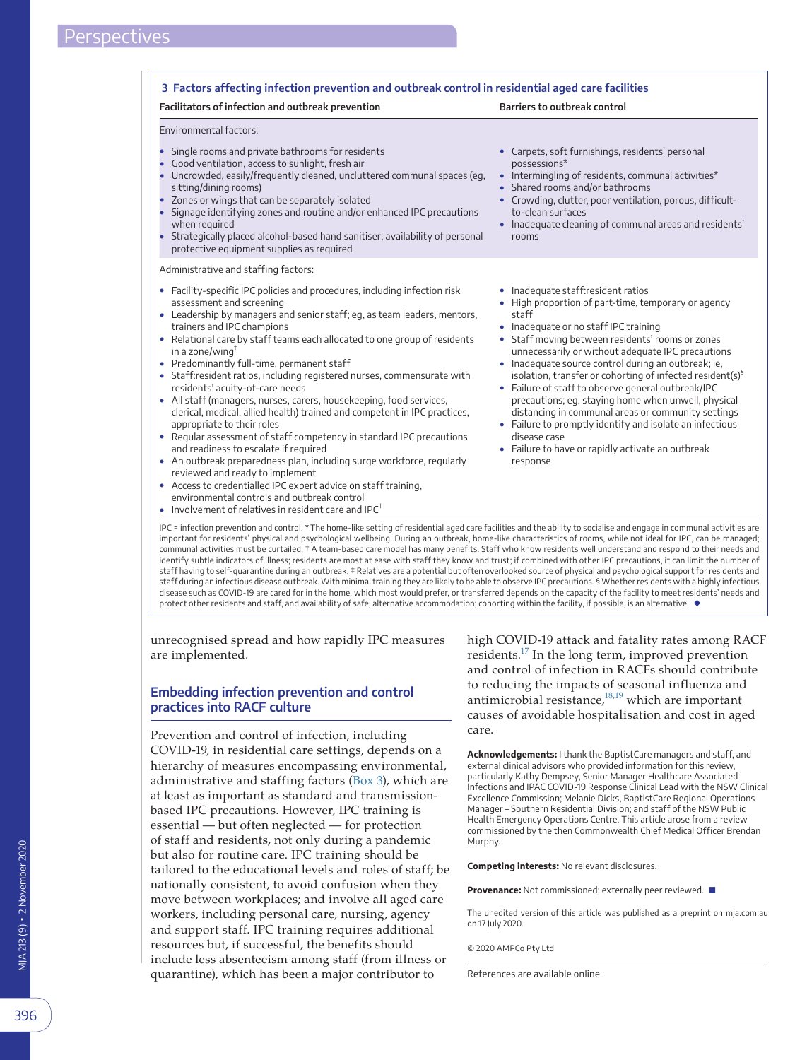### 3 Factors affecting infection prevention and outbreak control in residential aged care facilities

| Facilitators of infection and outbreak prevention | Barriers to outbreak control |
|---|---|
| **Environmental factors:** | |
| • Single rooms and private bathrooms for residents<br>• Good ventilation, access to sunlight, fresh air<br>• Uncrowded, easily/frequently cleaned, uncluttered communal spaces (eg, sitting/dining rooms)<br>• Zones or wings that can be separately isolated<br>• Signage identifying zones and routine and/or enhanced IPC precautions when required<br>• Strategically placed alcohol-based hand sanitiser; availability of personal protective equipment supplies as required | • Carpets, soft furnishings, residents' personal possessions*<br>• Intermingling of residents, communal activities*<br>• Shared rooms and/or bathrooms<br>• Crowding, clutter, poor ventilation, porous, difficult-to-clean surfaces<br>• Inadequate cleaning of communal areas and residents' rooms |
| **Administrative and staffing factors:** | |
| • Facility-specific IPC policies and procedures, including infection risk assessment and screening<br>• Leadership by managers and senior staff; eg, as team leaders, mentors, trainers and IPC champions<br>• Relational care by staff teams each allocated to one group of residents in a zone/wing†<br>• Predominantly full-time, permanent staff<br>• Staff:resident ratios, including registered nurses, commensurate with residents' acuity-of-care needs<br>• All staff (managers, nurses, carers, housekeeping, food services, clerical, medical, allied health) trained and competent in IPC practices, appropriate to their roles<br>• Regular assessment of staff competency in standard IPC precautions and readiness to escalate if required<br>• An outbreak preparedness plan, including surge workforce, regularly reviewed and ready to implement<br>• Access to credentialled IPC expert advice on staff training, environmental controls and outbreak control<br>• Involvement of relatives in resident care and IPC‡ | • Inadequate staff:resident ratios<br>• High proportion of part-time, temporary or agency staff<br>• Inadequate or no staff IPC training<br>• Staff moving between residents' rooms or zones unnecessarily or without adequate IPC precautions<br>• Inadequate source control during an outbreak; ie, isolation, transfer or cohorting of infected resident(s)§<br>• Failure of staff to observe general outbreak/IPC precautions; eg, staying home when unwell, physical distancing in communal areas or community settings<br>• Failure to promptly identify and isolate an infectious disease case<br>• Failure to have or rapidly activate an outbreak response |

IPC = infection prevention and control. * The home-like setting of residential aged care facilities and the ability to socialise and engage in communal activities are important for residents' physical and psychological wellbeing. During an outbreak, home-like characteristics of rooms, while not ideal for IPC, can be managed; communal activities must be curtailed. † A team-based care model has many benefits. Staff who know residents well understand and respond to their needs and identify subtle indicators of illness; residents are most at ease with staff they know and trust; if combined with other IPC precautions, it can limit the number of staff having to self-quarantine during an outbreak. ‡ Relatives are a potential but often overlooked source of physical and psychological support for residents and staff during an infectious disease outbreak. With minimal training they are likely to be able to observe IPC precautions. § Whether residents with a highly infectious disease such as COVID-19 are cared for in the home, which most would prefer, or transferred depends on the capacity of the facility to meet residents' needs and protect other residents and staff, and availability of safe, alternative accommodation; cohorting within the facility, if possible, is an alternative. ◆

unrecognised spread and how rapidly IPC measures are implemented.

## Embedding infection prevention and control practices into RACF culture

Prevention and control of infection, including COVID-19, in residential care settings, depends on a hierarchy of measures encompassing environmental, administrative and staffing factors (Box 3), which are at least as important as standard and transmission-based IPC precautions. However, IPC training is essential — but often neglected — for protection of staff and residents, not only during a pandemic but also for routine care. IPC training should be tailored to the educational levels and roles of staff; be nationally consistent, to avoid confusion when they move between workplaces; and involve all aged care workers, including personal care, nursing, agency and support staff. IPC training requires additional resources but, if successful, the benefits should include less absenteeism among staff (from illness or quarantine), which has been a major contributor to high COVID-19 attack and fatality rates among RACF residents.[17] In the long term, improved prevention and control of infection in RACFs should contribute to reducing the impacts of seasonal influenza and antimicrobial resistance,[18,19] which are important causes of avoidable hospitalisation and cost in aged care.

**Acknowledgements:** I thank the BaptistCare managers and staff, and external clinical advisors who provided information for this review, particularly Kathy Dempsey, Senior Manager Healthcare Associated Infections and IPAC COVID-19 Response Clinical Lead with the NSW Clinical Excellence Commission; Melanie Dicks, BaptistCare Regional Operations Manager – Southern Residential Division; and staff of the NSW Public Health Emergency Operations Centre. This article arose from a review commissioned by the then Commonwealth Chief Medical Officer Brendan Murphy.

**Competing interests:** No relevant disclosures.

**Provenance:** Not commissioned; externally peer reviewed. ■

The unedited version of this article was published as a preprint on mja.com.au on 17 July 2020.

© 2020 AMPCo Pty Ltd

References are available online.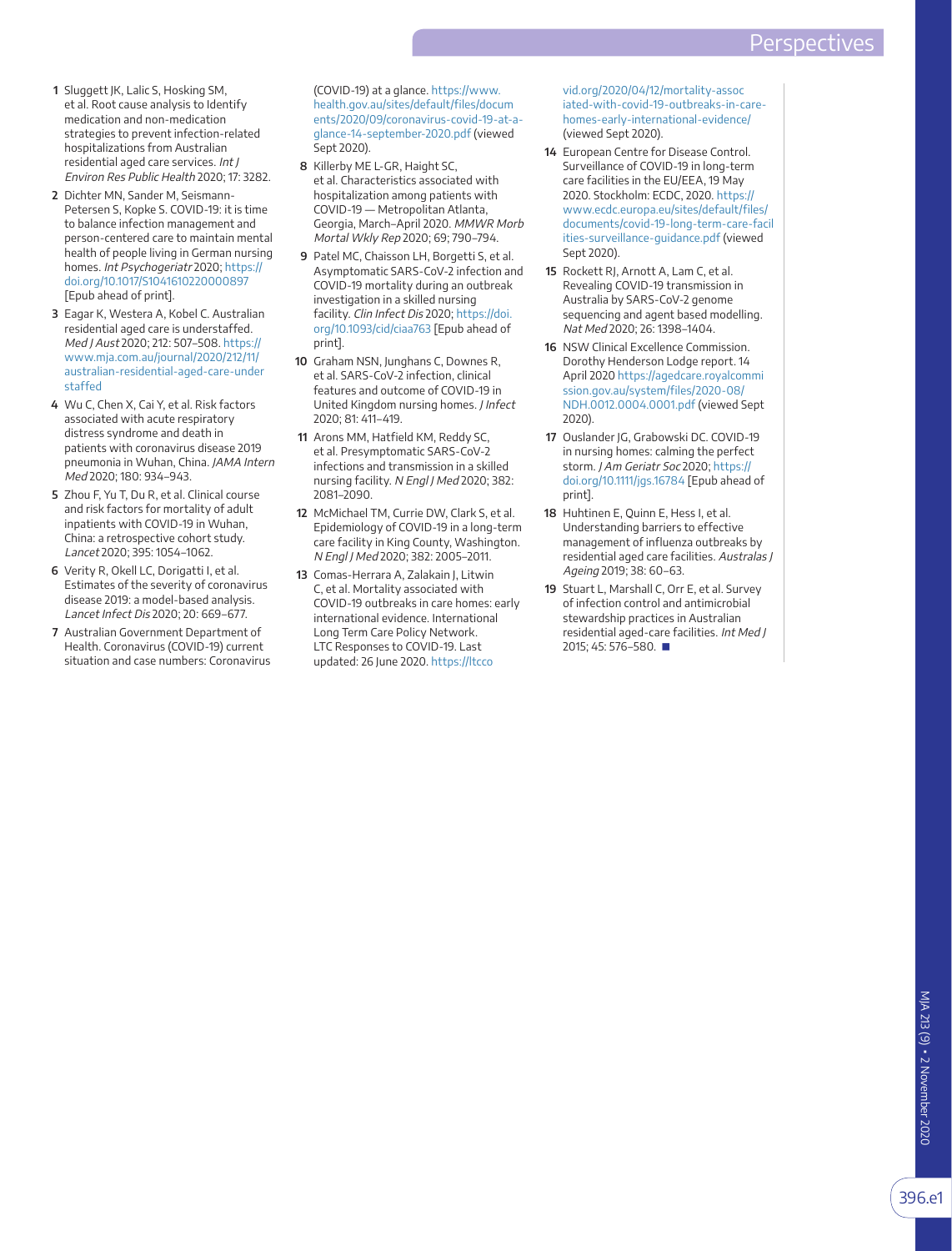1. Sluggett JK, Lalic S, Hosking SM, et al. Root cause analysis to Identify medication and non-medication strategies to prevent infection-related hospitalizations from Australian residential aged care services. *Int J Environ Res Public Health* 2020; 17: 3282.
2. Dichter MN, Sander M, Seismann-Petersen S, Kopke S. COVID-19: it is time to balance infection management and person-centered care to maintain mental health of people living in German nursing homes. *Int Psychogeriatr* 2020; https://doi.org/10.1017/S1041610220000897 [Epub ahead of print].
3. Eagar K, Westera A, Kobel C. Australian residential aged care is understaffed. *Med J Aust* 2020; 212: 507–508. https://www.mja.com.au/journal/2020/212/11/australian-residential-aged-care-understaffed
4. Wu C, Chen X, Cai Y, et al. Risk factors associated with acute respiratory distress syndrome and death in patients with coronavirus disease 2019 pneumonia in Wuhan, China. *JAMA Intern Med* 2020; 180: 934–943.
5. Zhou F, Yu T, Du R, et al. Clinical course and risk factors for mortality of adult inpatients with COVID-19 in Wuhan, China: a retrospective cohort study. *Lancet* 2020; 395: 1054–1062.
6. Verity R, Okell LC, Dorigatti I, et al. Estimates of the severity of coronavirus disease 2019: a model-based analysis. *Lancet Infect Dis* 2020; 20: 669–677.
7. Australian Government Department of Health. Coronavirus (COVID-19) current situation and case numbers: Coronavirus (COVID-19) at a glance. https://www.health.gov.au/sites/default/files/documents/2020/09/coronavirus-covid-19-at-a-glance-14-september-2020.pdf (viewed Sept 2020).
8. Killerby ME L-GR, Haight SC, et al. Characteristics associated with hospitalization among patients with COVID-19 — Metropolitan Atlanta, Georgia, March–April 2020. *MMWR Morb Mortal Wkly Rep* 2020; 69; 790–794.
9. Patel MC, Chaisson LH, Borgetti S, et al. Asymptomatic SARS-CoV-2 infection and COVID-19 mortality during an outbreak investigation in a skilled nursing facility. *Clin Infect Dis* 2020; https://doi.org/10.1093/cid/ciaa763 [Epub ahead of print].
10. Graham NSN, Junghans C, Downes R, et al. SARS-CoV-2 infection, clinical features and outcome of COVID-19 in United Kingdom nursing homes. *J Infect* 2020; 81: 411–419.
11. Arons MM, Hatfield KM, Reddy SC, et al. Presymptomatic SARS-CoV-2 infections and transmission in a skilled nursing facility. *N Engl J Med* 2020; 382: 2081–2090.
12. McMichael TM, Currie DW, Clark S, et al. Epidemiology of COVID-19 in a long-term care facility in King County, Washington. *N Engl J Med* 2020; 382: 2005–2011.
13. Comas-Herrara A, Zalakain J, Litwin C, et al. Mortality associated with COVID-19 outbreaks in care homes: early international evidence. International Long Term Care Policy Network. LTC Responses to COVID-19. Last updated: 26 June 2020. https://ltccovid.org/2020/04/12/mortality-associated-with-covid-19-outbreaks-in-care-homes-early-international-evidence/ (viewed Sept 2020).
14. European Centre for Disease Control. Surveillance of COVID-19 in long-term care facilities in the EU/EEA, 19 May 2020. Stockholm: ECDC, 2020. https://www.ecdc.europa.eu/sites/default/files/documents/covid-19-long-term-care-facilities-surveillance-guidance.pdf (viewed Sept 2020).
15. Rockett RJ, Arnott A, Lam C, et al. Revealing COVID-19 transmission in Australia by SARS-CoV-2 genome sequencing and agent based modelling. *Nat Med* 2020; 26: 1398–1404.
16. NSW Clinical Excellence Commission. Dorothy Henderson Lodge report. 14 April 2020 https://agedcare.royalcommission.gov.au/system/files/2020-08/NDH.0012.0004.0001.pdf (viewed Sept 2020).
17. Ouslander JG, Grabowski DC. COVID-19 in nursing homes: calming the perfect storm. *J Am Geriatr Soc* 2020; https://doi.org/10.1111/jgs.16784 [Epub ahead of print].
18. Huhtinen E, Quinn E, Hess I, et al. Understanding barriers to effective management of influenza outbreaks by residential aged care facilities. *Australas J Ageing* 2019; 38: 60–63.
19. Stuart L, Marshall C, Orr E, et al. Survey of infection control and antimicrobial stewardship practices in Australian residential aged-care facilities. *Int Med J* 2015; 45: 576–580. ■